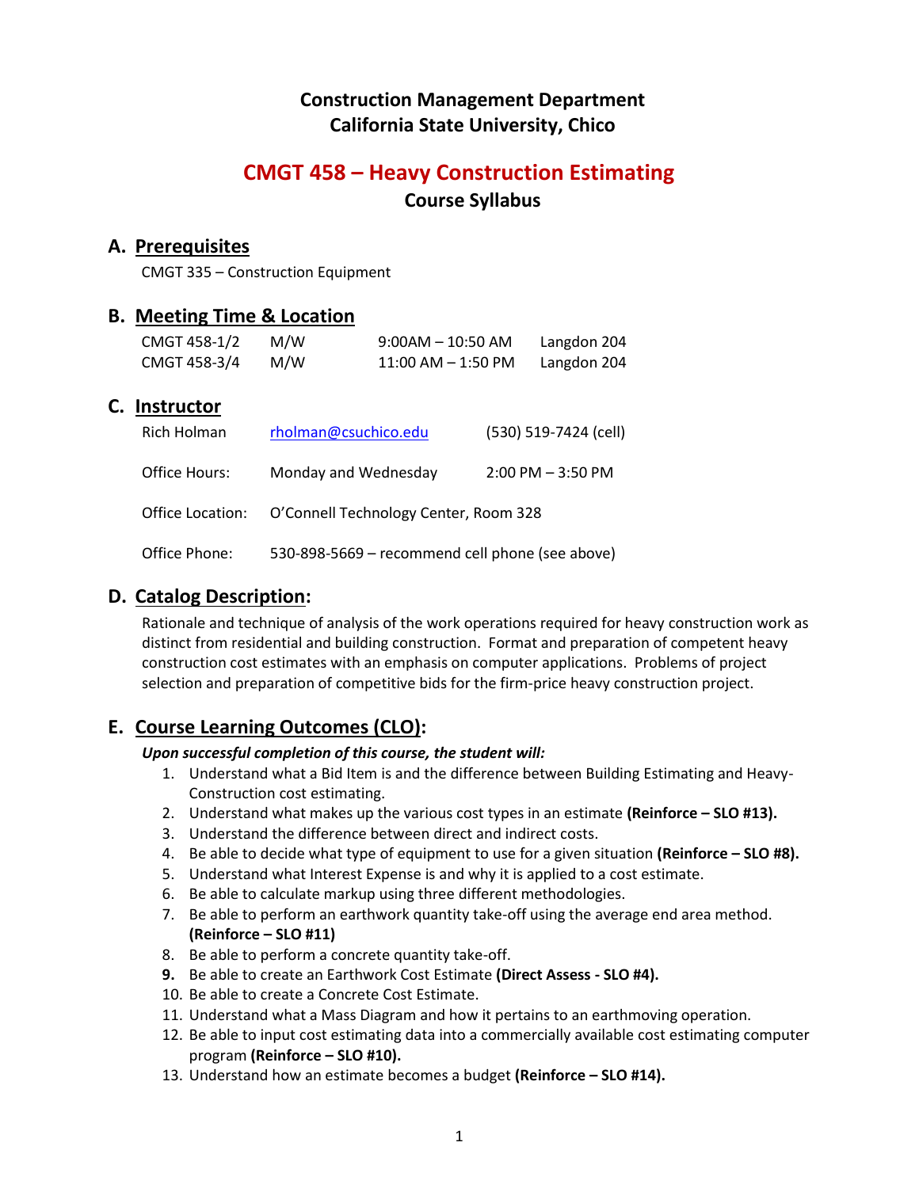# Construction Management Department
# California State University, Chico

## CMGT 458 – Heavy Construction Estimating
### Course Syllabus

## A. Prerequisites

CMGT 335 – Construction Equipment

## B. Meeting Time & Location

| | | | |
|---|---|---|---|
| CMGT 458-1/2 | M/W | 9:00AM – 10:50 AM | Langdon 204 |
| CMGT 458-3/4 | M/W | 11:00 AM – 1:50 PM | Langdon 204 |

## C. Instructor

| | | |
|---|---|---|
| Rich Holman | rholman@csuchico.edu | (530) 519-7424 (cell) |
| Office Hours: | Monday and Wednesday | 2:00 PM – 3:50 PM |
| Office Location: | O'Connell Technology Center, Room 328 | |
| Office Phone: | 530-898-5669 – recommend cell phone (see above) | |

## D. Catalog Description:

Rationale and technique of analysis of the work operations required for heavy construction work as distinct from residential and building construction. Format and preparation of competent heavy construction cost estimates with an emphasis on computer applications. Problems of project selection and preparation of competitive bids for the firm-price heavy construction project.

## E. Course Learning Outcomes (CLO):

***Upon successful completion of this course, the student will:***

1. Understand what a Bid Item is and the difference between Building Estimating and Heavy-Construction cost estimating.
2. Understand what makes up the various cost types in an estimate **(Reinforce – SLO #13).**
3. Understand the difference between direct and indirect costs.
4. Be able to decide what type of equipment to use for a given situation **(Reinforce – SLO #8).**
5. Understand what Interest Expense is and why it is applied to a cost estimate.
6. Be able to calculate markup using three different methodologies.
7. Be able to perform an earthwork quantity take-off using the average end area method. **(Reinforce – SLO #11)**
8. Be able to perform a concrete quantity take-off.
9. Be able to create an Earthwork Cost Estimate **(Direct Assess - SLO #4).**
10. Be able to create a Concrete Cost Estimate.
11. Understand what a Mass Diagram and how it pertains to an earthmoving operation.
12. Be able to input cost estimating data into a commercially available cost estimating computer program **(Reinforce – SLO #10).**
13. Understand how an estimate becomes a budget **(Reinforce – SLO #14).**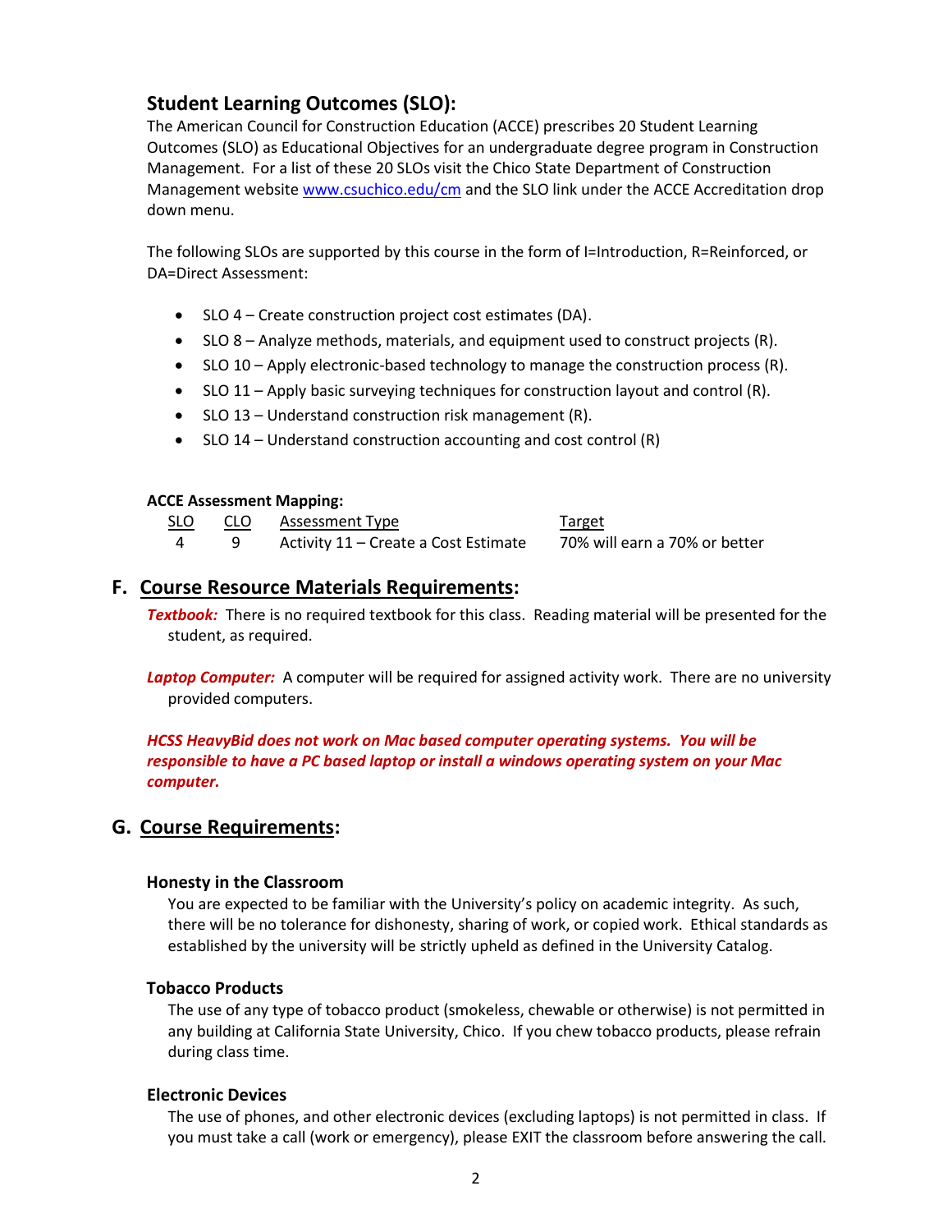## Student Learning Outcomes (SLO):

The American Council for Construction Education (ACCE) prescribes 20 Student Learning Outcomes (SLO) as Educational Objectives for an undergraduate degree program in Construction Management. For a list of these 20 SLOs visit the Chico State Department of Construction Management website www.csuchico.edu/cm and the SLO link under the ACCE Accreditation drop down menu.

The following SLOs are supported by this course in the form of I=Introduction, R=Reinforced, or DA=Direct Assessment:

- SLO 4 – Create construction project cost estimates (DA).
- SLO 8 – Analyze methods, materials, and equipment used to construct projects (R).
- SLO 10 – Apply electronic-based technology to manage the construction process (R).
- SLO 11 – Apply basic surveying techniques for construction layout and control (R).
- SLO 13 – Understand construction risk management (R).
- SLO 14 – Understand construction accounting and cost control (R)

**ACCE Assessment Mapping:**

| SLO | CLO | Assessment Type | Target |
|---|---|---|---|
| 4 | 9 | Activity 11 – Create a Cost Estimate | 70% will earn a 70% or better |

## F. Course Resource Materials Requirements:

***Textbook:*** There is no required textbook for this class. Reading material will be presented for the student, as required.

***Laptop Computer:*** A computer will be required for assigned activity work. There are no university provided computers.

***HCSS HeavyBid does not work on Mac based computer operating systems. You will be responsible to have a PC based laptop or install a windows operating system on your Mac computer.***

## G. Course Requirements:

### Honesty in the Classroom

You are expected to be familiar with the University's policy on academic integrity. As such, there will be no tolerance for dishonesty, sharing of work, or copied work. Ethical standards as established by the university will be strictly upheld as defined in the University Catalog.

### Tobacco Products

The use of any type of tobacco product (smokeless, chewable or otherwise) is not permitted in any building at California State University, Chico. If you chew tobacco products, please refrain during class time.

### Electronic Devices

The use of phones, and other electronic devices (excluding laptops) is not permitted in class. If you must take a call (work or emergency), please EXIT the classroom before answering the call.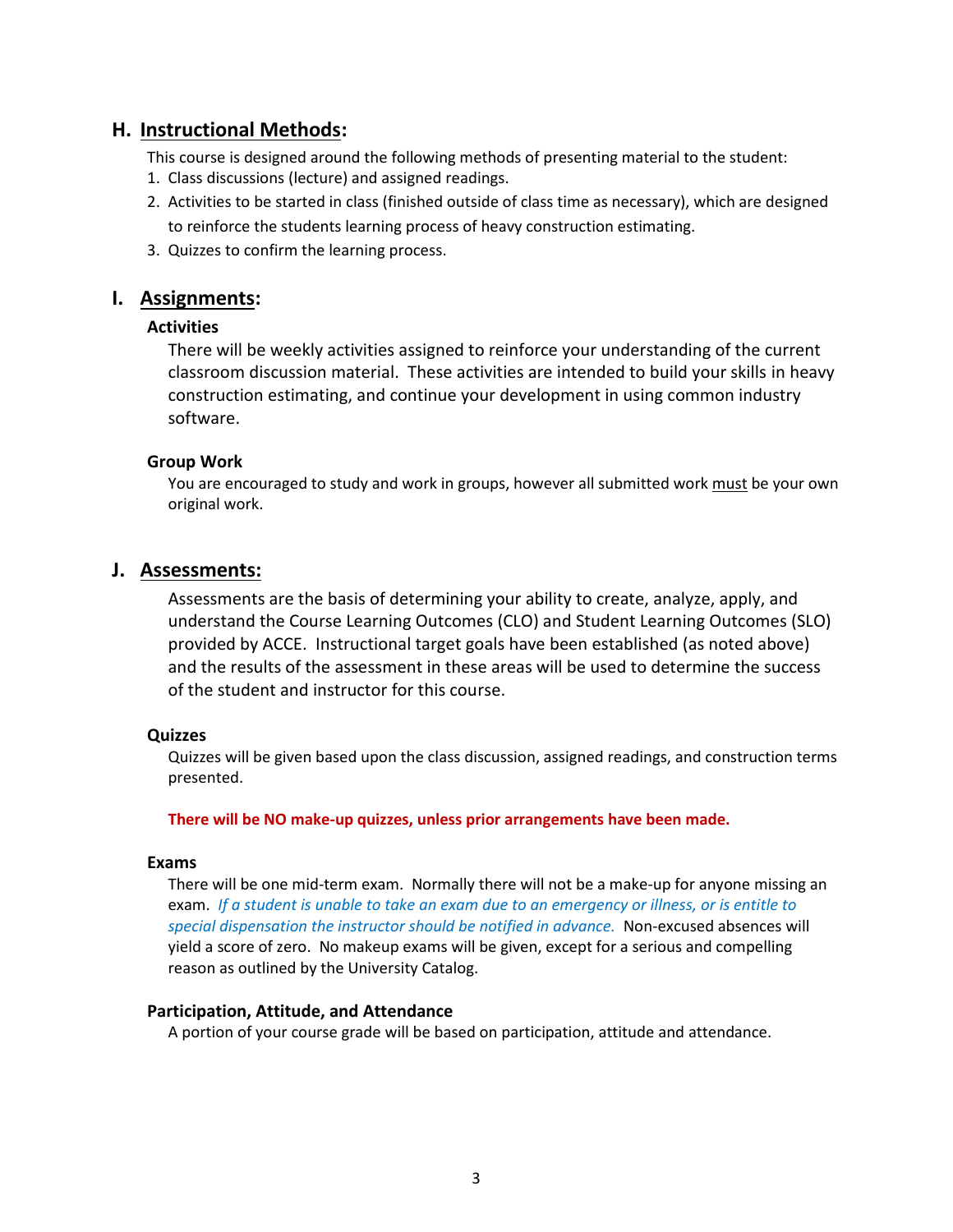## H. <u>Instructional Methods</u>:

This course is designed around the following methods of presenting material to the student:

1. Class discussions (lecture) and assigned readings.
2. Activities to be started in class (finished outside of class time as necessary), which are designed to reinforce the students learning process of heavy construction estimating.
3. Quizzes to confirm the learning process.

## I. <u>Assignments</u>:

### Activities

There will be weekly activities assigned to reinforce your understanding of the current classroom discussion material. These activities are intended to build your skills in heavy construction estimating, and continue your development in using common industry software.

### Group Work

You are encouraged to study and work in groups, however all submitted work <u>must</u> be your own original work.

## J. <u>Assessments:</u>

Assessments are the basis of determining your ability to create, analyze, apply, and understand the Course Learning Outcomes (CLO) and Student Learning Outcomes (SLO) provided by ACCE. Instructional target goals have been established (as noted above) and the results of the assessment in these areas will be used to determine the success of the student and instructor for this course.

### Quizzes

Quizzes will be given based upon the class discussion, assigned readings, and construction terms presented.

**There will be NO make-up quizzes, unless prior arrangements have been made.**

### Exams

There will be one mid-term exam. Normally there will not be a make-up for anyone missing an exam. *If a student is unable to take an exam due to an emergency or illness, or is entitle to special dispensation the instructor should be notified in advance.* Non-excused absences will yield a score of zero. No makeup exams will be given, except for a serious and compelling reason as outlined by the University Catalog.

### Participation, Attitude, and Attendance

A portion of your course grade will be based on participation, attitude and attendance.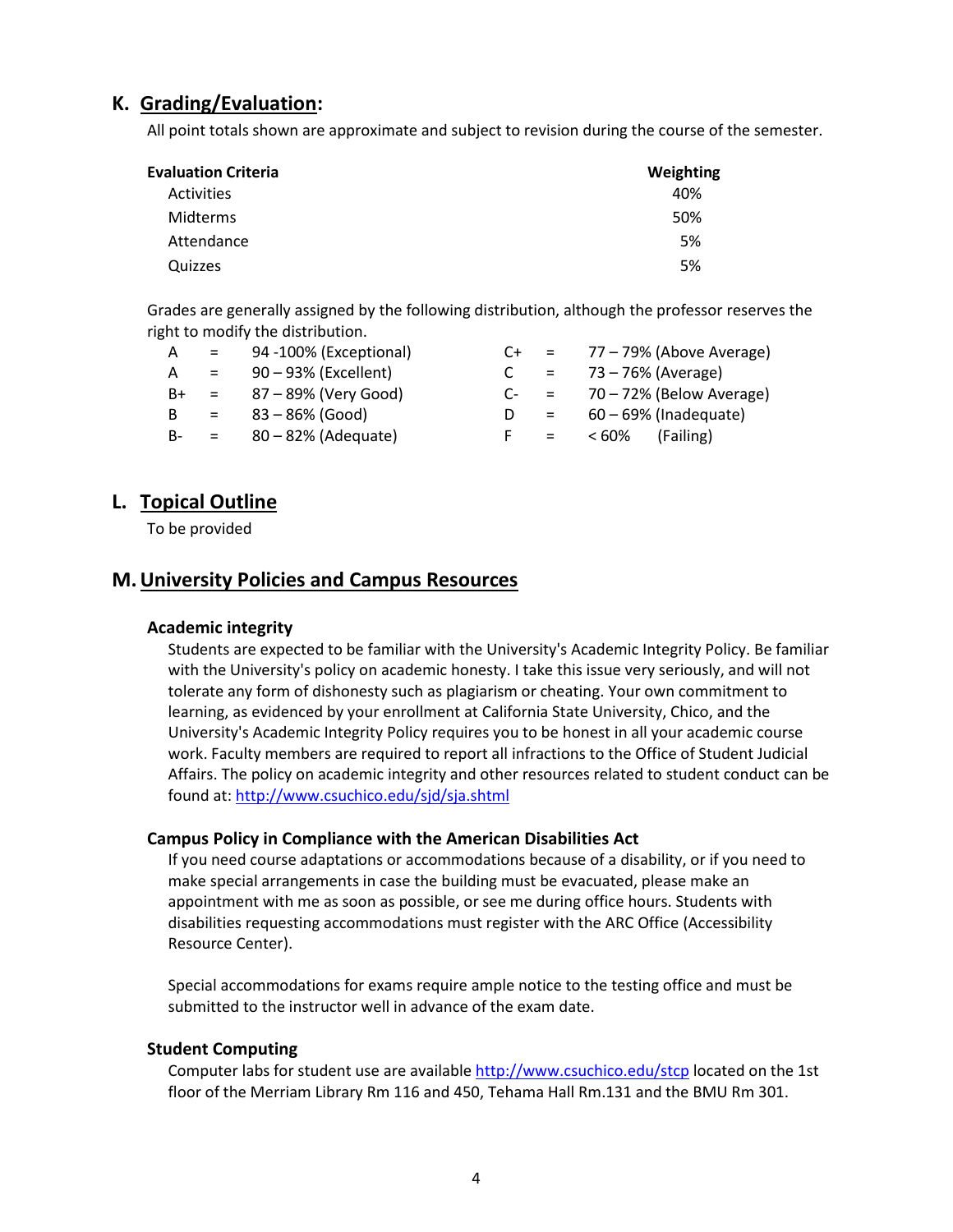## K. Grading/Evaluation:

All point totals shown are approximate and subject to revision during the course of the semester.

| Evaluation Criteria | Weighting |
|---|---|
| Activities | 40% |
| Midterms | 50% |
| Attendance | 5% |
| Quizzes | 5% |

Grades are generally assigned by the following distribution, although the professor reserves the right to modify the distribution.

| | | | | | |
|---|---|---|---|---|---|
| A | = | 94 -100% (Exceptional) | C+ | = | 77 – 79% (Above Average) |
| A | = | 90 – 93% (Excellent) | C | = | 73 – 76% (Average) |
| B+ | = | 87 – 89% (Very Good) | C- | = | 70 – 72% (Below Average) |
| B | = | 83 – 86% (Good) | D | = | 60 – 69% (Inadequate) |
| B- | = | 80 – 82% (Adequate) | F | = | < 60% (Failing) |

## L. Topical Outline

To be provided

## M. University Policies and Campus Resources

### Academic integrity

Students are expected to be familiar with the University's Academic Integrity Policy. Be familiar with the University's policy on academic honesty. I take this issue very seriously, and will not tolerate any form of dishonesty such as plagiarism or cheating. Your own commitment to learning, as evidenced by your enrollment at California State University, Chico, and the University's Academic Integrity Policy requires you to be honest in all your academic course work. Faculty members are required to report all infractions to the Office of Student Judicial Affairs. The policy on academic integrity and other resources related to student conduct can be found at: http://www.csuchico.edu/sjd/sja.shtml

### Campus Policy in Compliance with the American Disabilities Act

If you need course adaptations or accommodations because of a disability, or if you need to make special arrangements in case the building must be evacuated, please make an appointment with me as soon as possible, or see me during office hours. Students with disabilities requesting accommodations must register with the ARC Office (Accessibility Resource Center).

Special accommodations for exams require ample notice to the testing office and must be submitted to the instructor well in advance of the exam date.

### Student Computing

Computer labs for student use are available http://www.csuchico.edu/stcp located on the 1st floor of the Merriam Library Rm 116 and 450, Tehama Hall Rm.131 and the BMU Rm 301.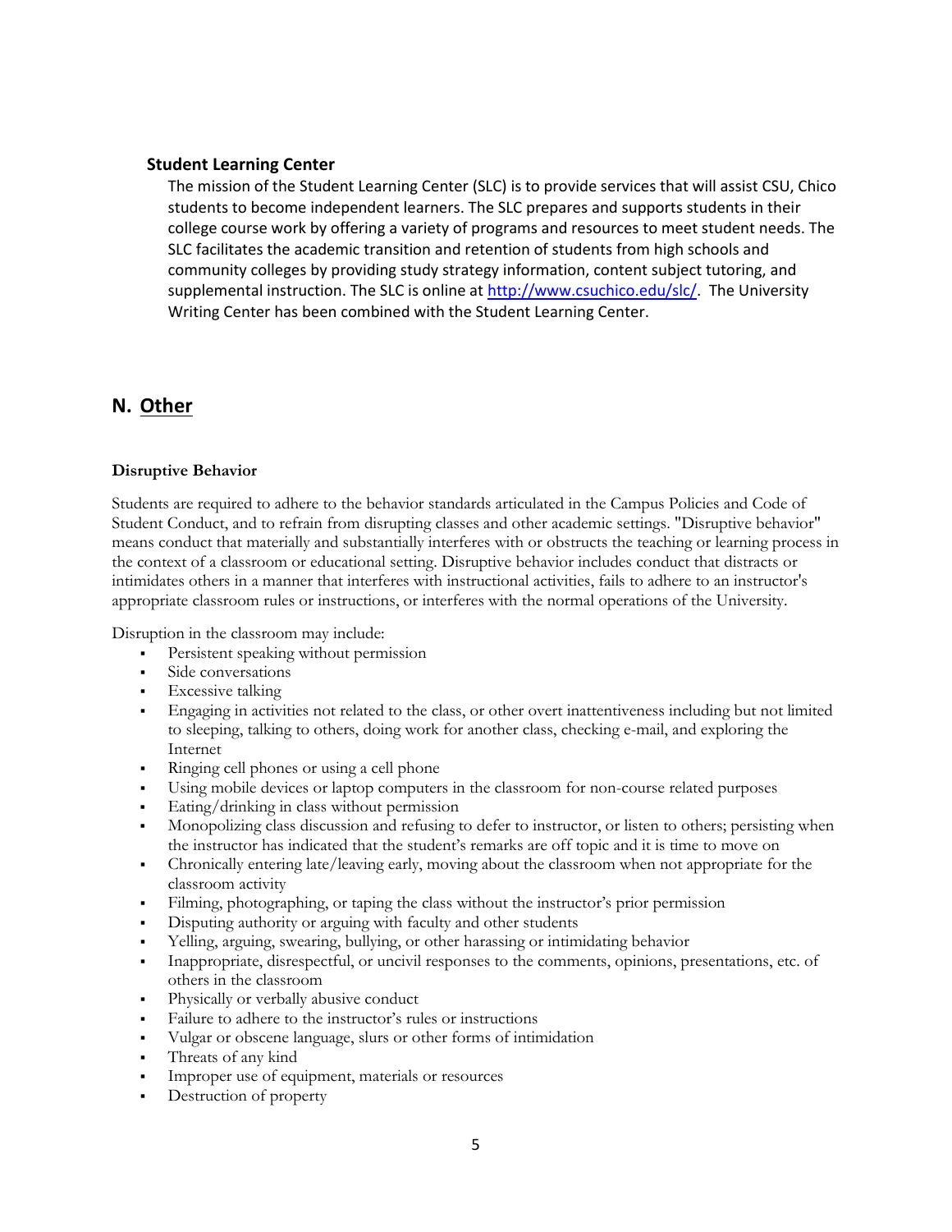### Student Learning Center

The mission of the Student Learning Center (SLC) is to provide services that will assist CSU, Chico students to become independent learners. The SLC prepares and supports students in their college course work by offering a variety of programs and resources to meet student needs. The SLC facilitates the academic transition and retention of students from high schools and community colleges by providing study strategy information, content subject tutoring, and supplemental instruction. The SLC is online at [http://www.csuchico.edu/slc/](http://www.csuchico.edu/slc/). The University Writing Center has been combined with the Student Learning Center.

## N. Other

**Disruptive Behavior**

Students are required to adhere to the behavior standards articulated in the Campus Policies and Code of Student Conduct, and to refrain from disrupting classes and other academic settings. "Disruptive behavior" means conduct that materially and substantially interferes with or obstructs the teaching or learning process in the context of a classroom or educational setting. Disruptive behavior includes conduct that distracts or intimidates others in a manner that interferes with instructional activities, fails to adhere to an instructor's appropriate classroom rules or instructions, or interferes with the normal operations of the University.

Disruption in the classroom may include:

- Persistent speaking without permission
- Side conversations
- Excessive talking
- Engaging in activities not related to the class, or other overt inattentiveness including but not limited to sleeping, talking to others, doing work for another class, checking e-mail, and exploring the Internet
- Ringing cell phones or using a cell phone
- Using mobile devices or laptop computers in the classroom for non-course related purposes
- Eating/drinking in class without permission
- Monopolizing class discussion and refusing to defer to instructor, or listen to others; persisting when the instructor has indicated that the student's remarks are off topic and it is time to move on
- Chronically entering late/leaving early, moving about the classroom when not appropriate for the classroom activity
- Filming, photographing, or taping the class without the instructor's prior permission
- Disputing authority or arguing with faculty and other students
- Yelling, arguing, swearing, bullying, or other harassing or intimidating behavior
- Inappropriate, disrespectful, or uncivil responses to the comments, opinions, presentations, etc. of others in the classroom
- Physically or verbally abusive conduct
- Failure to adhere to the instructor's rules or instructions
- Vulgar or obscene language, slurs or other forms of intimidation
- Threats of any kind
- Improper use of equipment, materials or resources
- Destruction of property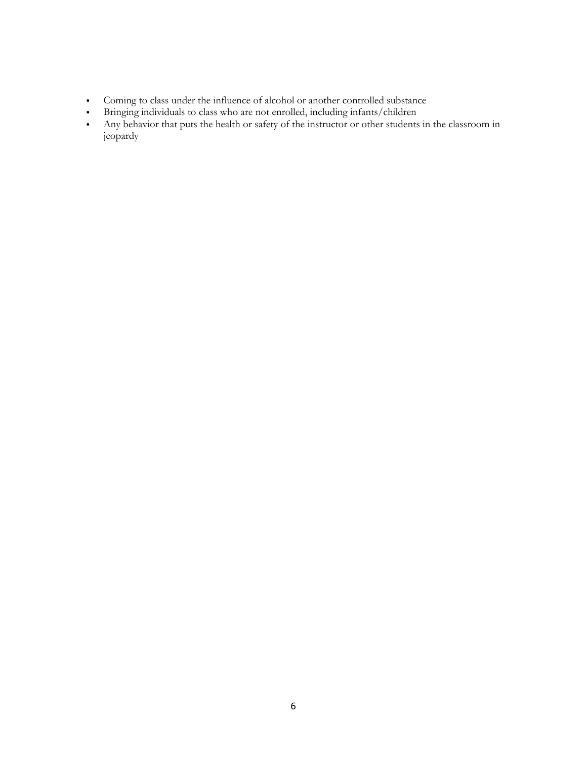- Coming to class under the influence of alcohol or another controlled substance
- Bringing individuals to class who are not enrolled, including infants/children
- Any behavior that puts the health or safety of the instructor or other students in the classroom in jeopardy